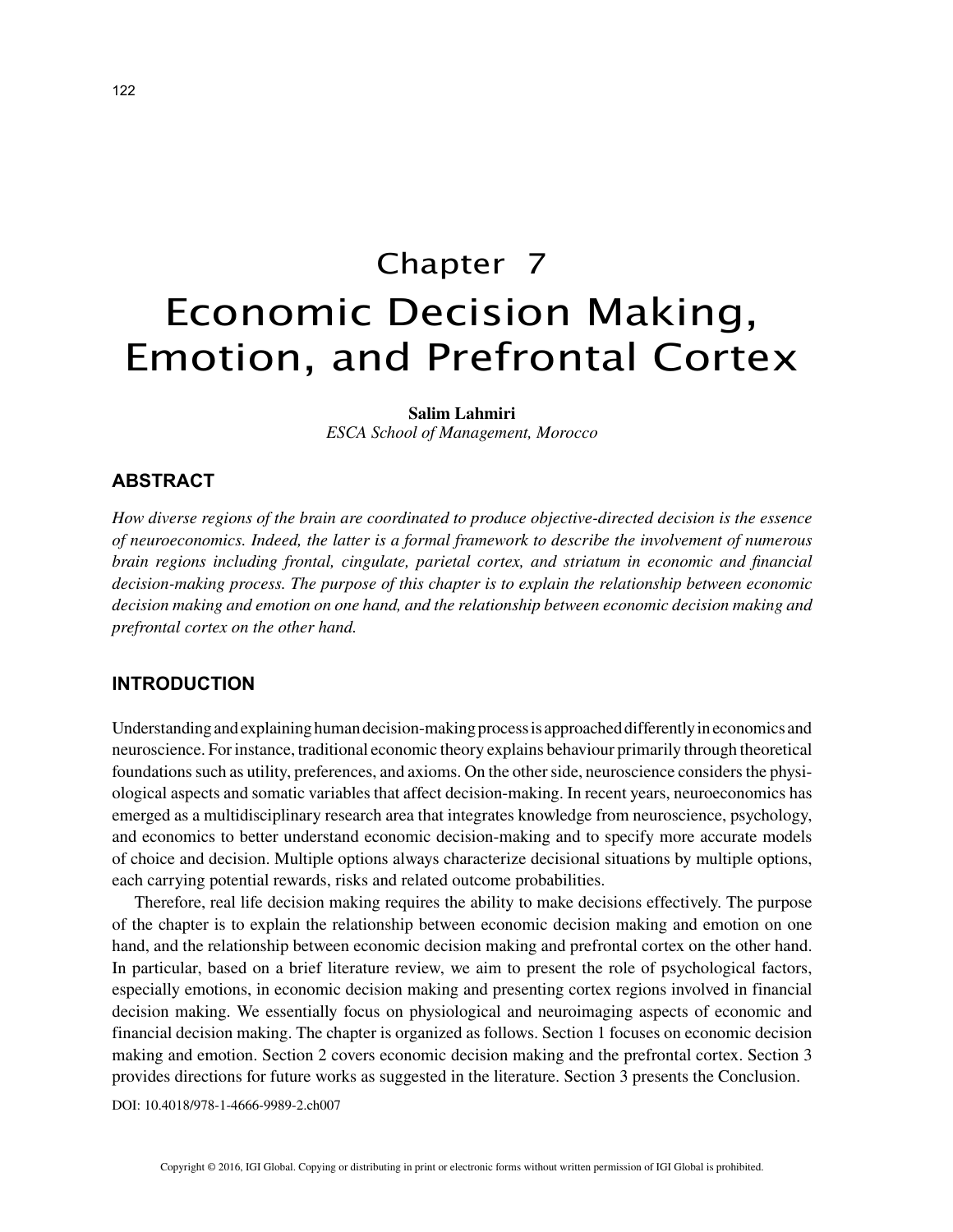# Chapter 7

# Economic Decision Making, Emotion, and Prefrontal Cortex

**Salim Lahmiri**
*ESCA School of Management, Morocco*

## ABSTRACT

*How diverse regions of the brain are coordinated to produce objective-directed decision is the essence of neuroeconomics. Indeed, the latter is a formal framework to describe the involvement of numerous brain regions including frontal, cingulate, parietal cortex, and striatum in economic and financial decision-making process. The purpose of this chapter is to explain the relationship between economic decision making and emotion on one hand, and the relationship between economic decision making and prefrontal cortex on the other hand.*

## INTRODUCTION

Understanding and explaining human decision-making process is approached differently in economics and neuroscience. For instance, traditional economic theory explains behaviour primarily through theoretical foundations such as utility, preferences, and axioms. On the other side, neuroscience considers the physiological aspects and somatic variables that affect decision-making. In recent years, neuroeconomics has emerged as a multidisciplinary research area that integrates knowledge from neuroscience, psychology, and economics to better understand economic decision-making and to specify more accurate models of choice and decision. Multiple options always characterize decisional situations by multiple options, each carrying potential rewards, risks and related outcome probabilities.

Therefore, real life decision making requires the ability to make decisions effectively. The purpose of the chapter is to explain the relationship between economic decision making and emotion on one hand, and the relationship between economic decision making and prefrontal cortex on the other hand. In particular, based on a brief literature review, we aim to present the role of psychological factors, especially emotions, in economic decision making and presenting cortex regions involved in financial decision making. We essentially focus on physiological and neuroimaging aspects of economic and financial decision making. The chapter is organized as follows. Section 1 focuses on economic decision making and emotion. Section 2 covers economic decision making and the prefrontal cortex. Section 3 provides directions for future works as suggested in the literature. Section 3 presents the Conclusion.

DOI: 10.4018/978-1-4666-9989-2.ch007

Copyright © 2016, IGI Global. Copying or distributing in print or electronic forms without written permission of IGI Global is prohibited.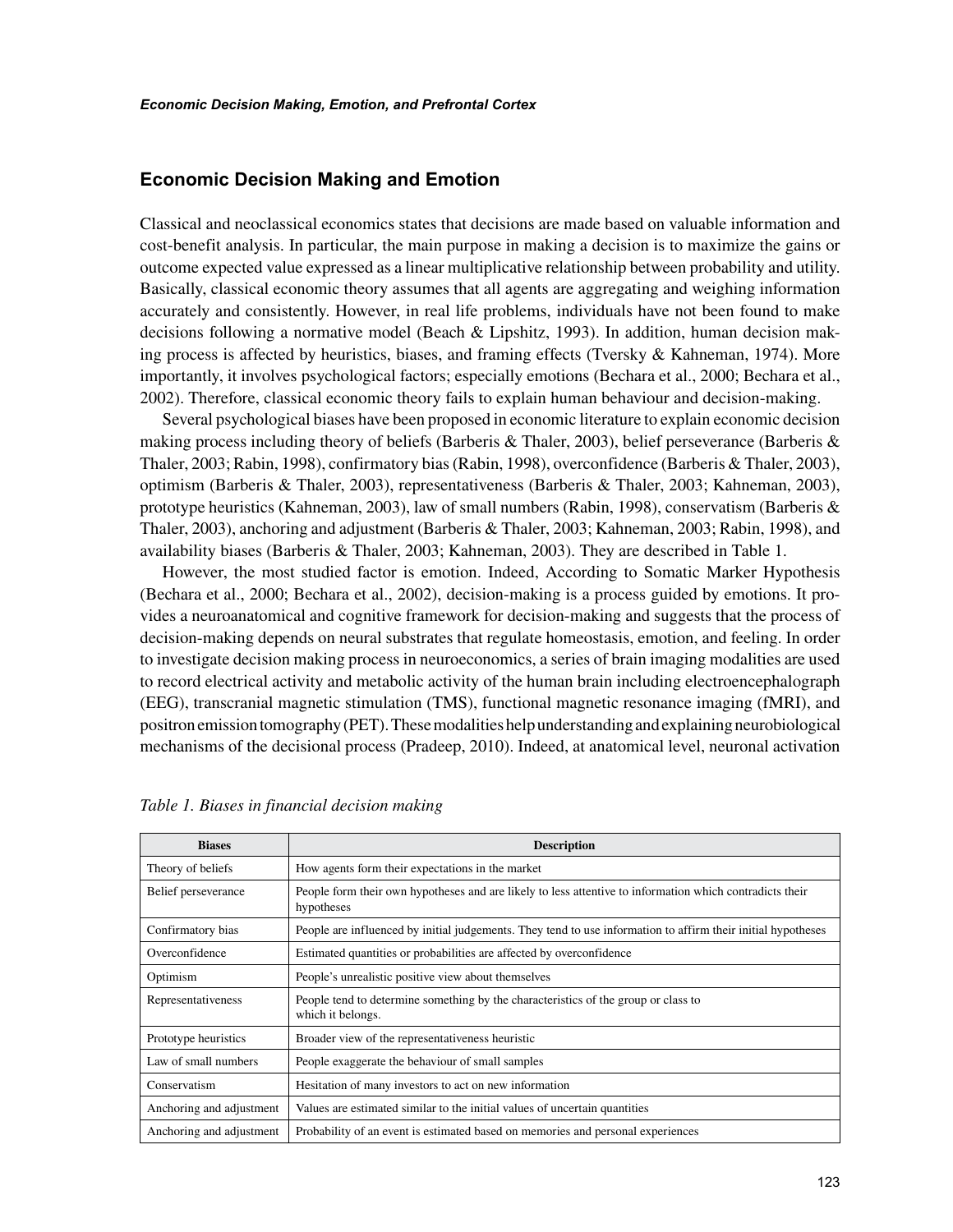## Economic Decision Making and Emotion

Classical and neoclassical economics states that decisions are made based on valuable information and cost-benefit analysis. In particular, the main purpose in making a decision is to maximize the gains or outcome expected value expressed as a linear multiplicative relationship between probability and utility. Basically, classical economic theory assumes that all agents are aggregating and weighing information accurately and consistently. However, in real life problems, individuals have not been found to make decisions following a normative model (Beach & Lipshitz, 1993). In addition, human decision making process is affected by heuristics, biases, and framing effects (Tversky & Kahneman, 1974). More importantly, it involves psychological factors; especially emotions (Bechara et al., 2000; Bechara et al., 2002). Therefore, classical economic theory fails to explain human behaviour and decision-making.

Several psychological biases have been proposed in economic literature to explain economic decision making process including theory of beliefs (Barberis & Thaler, 2003), belief perseverance (Barberis & Thaler, 2003; Rabin, 1998), confirmatory bias (Rabin, 1998), overconfidence (Barberis & Thaler, 2003), optimism (Barberis & Thaler, 2003), representativeness (Barberis & Thaler, 2003; Kahneman, 2003), prototype heuristics (Kahneman, 2003), law of small numbers (Rabin, 1998), conservatism (Barberis & Thaler, 2003), anchoring and adjustment (Barberis & Thaler, 2003; Kahneman, 2003; Rabin, 1998), and availability biases (Barberis & Thaler, 2003; Kahneman, 2003). They are described in Table 1.

However, the most studied factor is emotion. Indeed, According to Somatic Marker Hypothesis (Bechara et al., 2000; Bechara et al., 2002), decision-making is a process guided by emotions. It provides a neuroanatomical and cognitive framework for decision-making and suggests that the process of decision-making depends on neural substrates that regulate homeostasis, emotion, and feeling. In order to investigate decision making process in neuroeconomics, a series of brain imaging modalities are used to record electrical activity and metabolic activity of the human brain including electroencephalograph (EEG), transcranial magnetic stimulation (TMS), functional magnetic resonance imaging (fMRI), and positron emission tomography (PET). These modalities help understanding and explaining neurobiological mechanisms of the decisional process (Pradeep, 2010). Indeed, at anatomical level, neuronal activation

*Table 1. Biases in financial decision making*

| Biases | Description |
|---|---|
| Theory of beliefs | How agents form their expectations in the market |
| Belief perseverance | People form their own hypotheses and are likely to less attentive to information which contradicts their hypotheses |
| Confirmatory bias | People are influenced by initial judgements. They tend to use information to affirm their initial hypotheses |
| Overconfidence | Estimated quantities or probabilities are affected by overconfidence |
| Optimism | People's unrealistic positive view about themselves |
| Representativeness | People tend to determine something by the characteristics of the group or class to which it belongs. |
| Prototype heuristics | Broader view of the representativeness heuristic |
| Law of small numbers | People exaggerate the behaviour of small samples |
| Conservatism | Hesitation of many investors to act on new information |
| Anchoring and adjustment | Values are estimated similar to the initial values of uncertain quantities |
| Anchoring and adjustment | Probability of an event is estimated based on memories and personal experiences |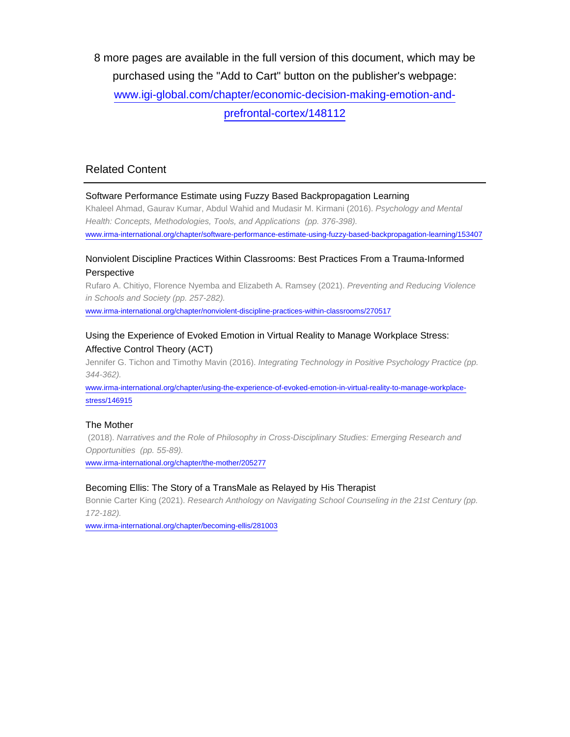8 more pages are available in the full version of this document, which may be purchased using the "Add to Cart" button on the publisher's webpage: [www.igi-global.com/chapter/economic-decision-making-emotion-and-prefrontal-cortex/148112](www.igi-global.com/chapter/economic-decision-making-emotion-and-prefrontal-cortex/148112)

## Related Content

**Software Performance Estimate using Fuzzy Based Backpropagation Learning**

Khaleel Ahmad, Gaurav Kumar, Abdul Wahid and Mudasir M. Kirmani (2016). *Psychology and Mental Health: Concepts, Methodologies, Tools, and Applications (pp. 376-398).*

[www.irma-international.org/chapter/software-performance-estimate-using-fuzzy-based-backpropagation-learning/153407](www.irma-international.org/chapter/software-performance-estimate-using-fuzzy-based-backpropagation-learning/153407)

**Nonviolent Discipline Practices Within Classrooms: Best Practices From a Trauma-Informed Perspective**

Rufaro A. Chitiyo, Florence Nyemba and Elizabeth A. Ramsey (2021). *Preventing and Reducing Violence in Schools and Society (pp. 257-282).*

[www.irma-international.org/chapter/nonviolent-discipline-practices-within-classrooms/270517](www.irma-international.org/chapter/nonviolent-discipline-practices-within-classrooms/270517)

**Using the Experience of Evoked Emotion in Virtual Reality to Manage Workplace Stress: Affective Control Theory (ACT)**

Jennifer G. Tichon and Timothy Mavin (2016). *Integrating Technology in Positive Psychology Practice (pp. 344-362).*

[www.irma-international.org/chapter/using-the-experience-of-evoked-emotion-in-virtual-reality-to-manage-workplace-stress/146915](www.irma-international.org/chapter/using-the-experience-of-evoked-emotion-in-virtual-reality-to-manage-workplace-stress/146915)

**The Mother**

(2018). *Narratives and the Role of Philosophy in Cross-Disciplinary Studies: Emerging Research and Opportunities (pp. 55-89).*

[www.irma-international.org/chapter/the-mother/205277](www.irma-international.org/chapter/the-mother/205277)

**Becoming Ellis: The Story of a TransMale as Relayed by His Therapist**

Bonnie Carter King (2021). *Research Anthology on Navigating School Counseling in the 21st Century (pp. 172-182).*

[www.irma-international.org/chapter/becoming-ellis/281003](www.irma-international.org/chapter/becoming-ellis/281003)